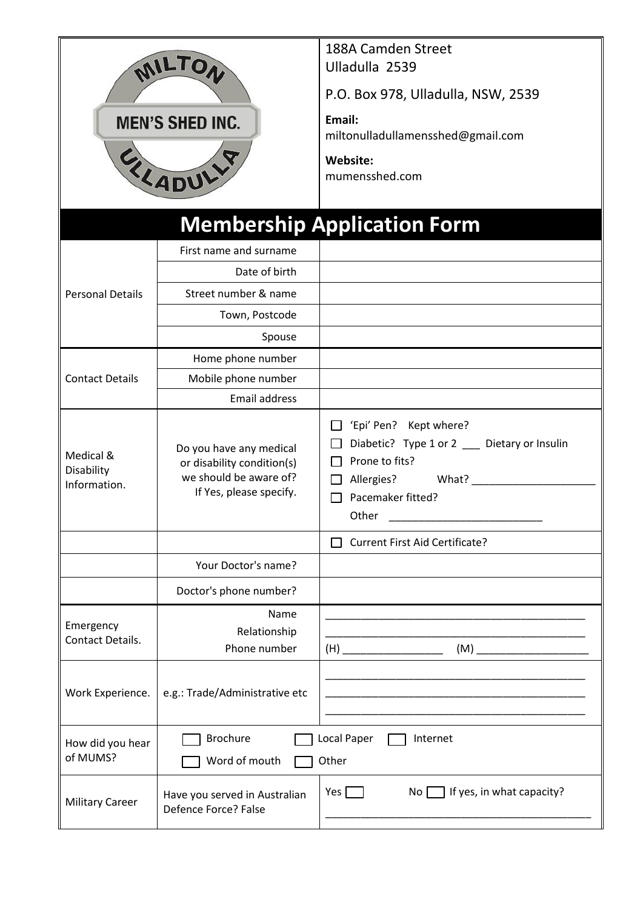MILTON ULLADULLA MEN'S SHED INC.

188A Camden Street
Ulladulla 2539

P.O. Box 978, Ulladulla, NSW, 2539

**Email:**
miltonulladullamensshed@gmail.com

**Website:**
mumensshed.com

# Membership Application Form

| | | |
|---|---|---|
| Personal Details | First name and surname | |
| | Date of birth | |
| | Street number & name | |
| | Town, Postcode | |
| | Spouse | |
| Contact Details | Home phone number | |
| | Mobile phone number | |
| | Email address | |
| Medical & Disability Information. | Do you have any medical or disability condition(s) we should be aware of? If Yes, please specify. | ☐ 'Epi' Pen? Kept where?<br>☐ Diabetic? Type 1 or 2 ___ Dietary or Insulin<br>☐ Prone to fits?<br>☐ Allergies? What? ______________________<br>☐ Pacemaker fitted?<br>Other __________________________ |
| | | ☐ Current First Aid Certificate? |
| | Your Doctor's name? | |
| | Doctor's phone number? | |
| Emergency Contact Details. | Name<br>Relationship<br>Phone number | ____________________________________________<br>____________________________________________<br>(H) _________________ (M) ___________________ |
| Work Experience. | e.g.: Trade/Administrative etc | ____________________________________________<br>____________________________________________<br>____________________________________________ |
| How did you hear of MUMS? | ☐ Brochure ☐ Local Paper ☐ Internet<br>☐ Word of mouth ☐ Other | |
| Military Career | Have you served in Australian Defence Force? False | Yes ☐ No ☐ If yes, in what capacity?<br>____________________________________________ |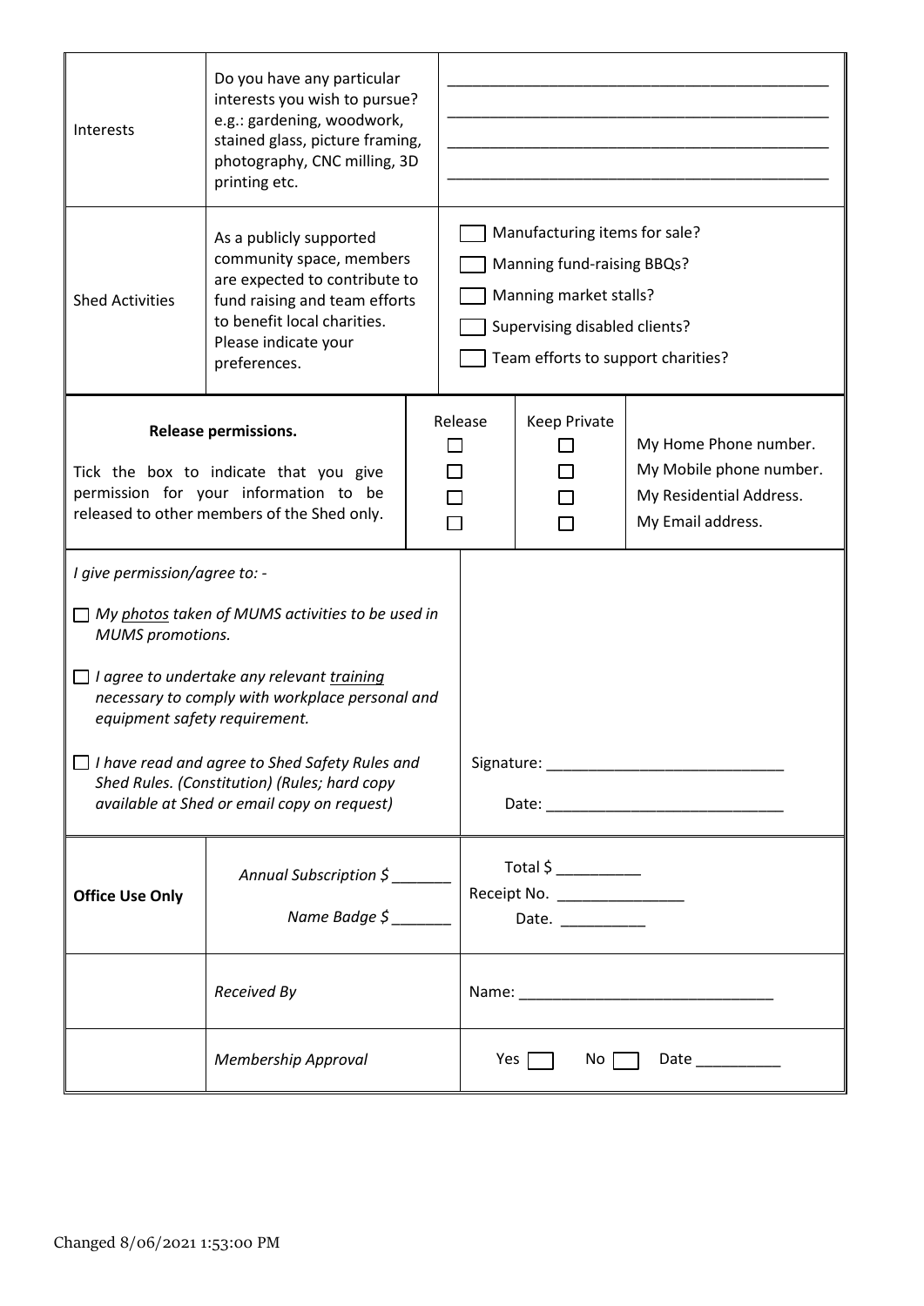| | | |
|---|---|---|
| Interests | Do you have any particular interests you wish to pursue? e.g.: gardening, woodwork, stained glass, picture framing, photography, CNC milling, 3D printing etc. | ______________________________ ______________________________ ______________________________ ______________________________ |
| Shed Activities | As a publicly supported community space, members are expected to contribute to fund raising and team efforts to benefit local charities. Please indicate your preferences. | ☐ Manufacturing items for sale? ☐ Manning fund-raising BBQs? ☐ Manning market stalls? ☐ Supervising disabled clients? ☐ Team efforts to support charities? |

| **Release permissions.** Tick the box to indicate that you give permission for your information to be released to other members of the Shed only. | Release | Keep Private | |
|---|---|---|---|
| | ☐ | ☐ | My Home Phone number. |
| | ☐ | ☐ | My Mobile phone number. |
| | ☐ | ☐ | My Residential Address. |
| | ☐ | ☐ | My Email address. |

*I give permission/agree to: -*

☐ *My photos taken of MUMS activities to be used in MUMS promotions.*

☐ *I agree to undertake any relevant training necessary to comply with workplace personal and equipment safety requirement.*

☐ *I have read and agree to Shed Safety Rules and Shed Rules. (Constitution) (Rules; hard copy available at Shed or email copy on request)*

Signature: ____________________________

Date: ____________________________

| | | |
|---|---|---|
| **Office Use Only** | *Annual Subscription $ _______* *Name Badge $ _______* | Total $ __________ Receipt No. ______________ Date. __________ |
| | *Received By* | Name: ______________________________ |
| | *Membership Approval* | Yes ☐ No ☐ Date __________ |

Changed 8/06/2021 1:53:00 PM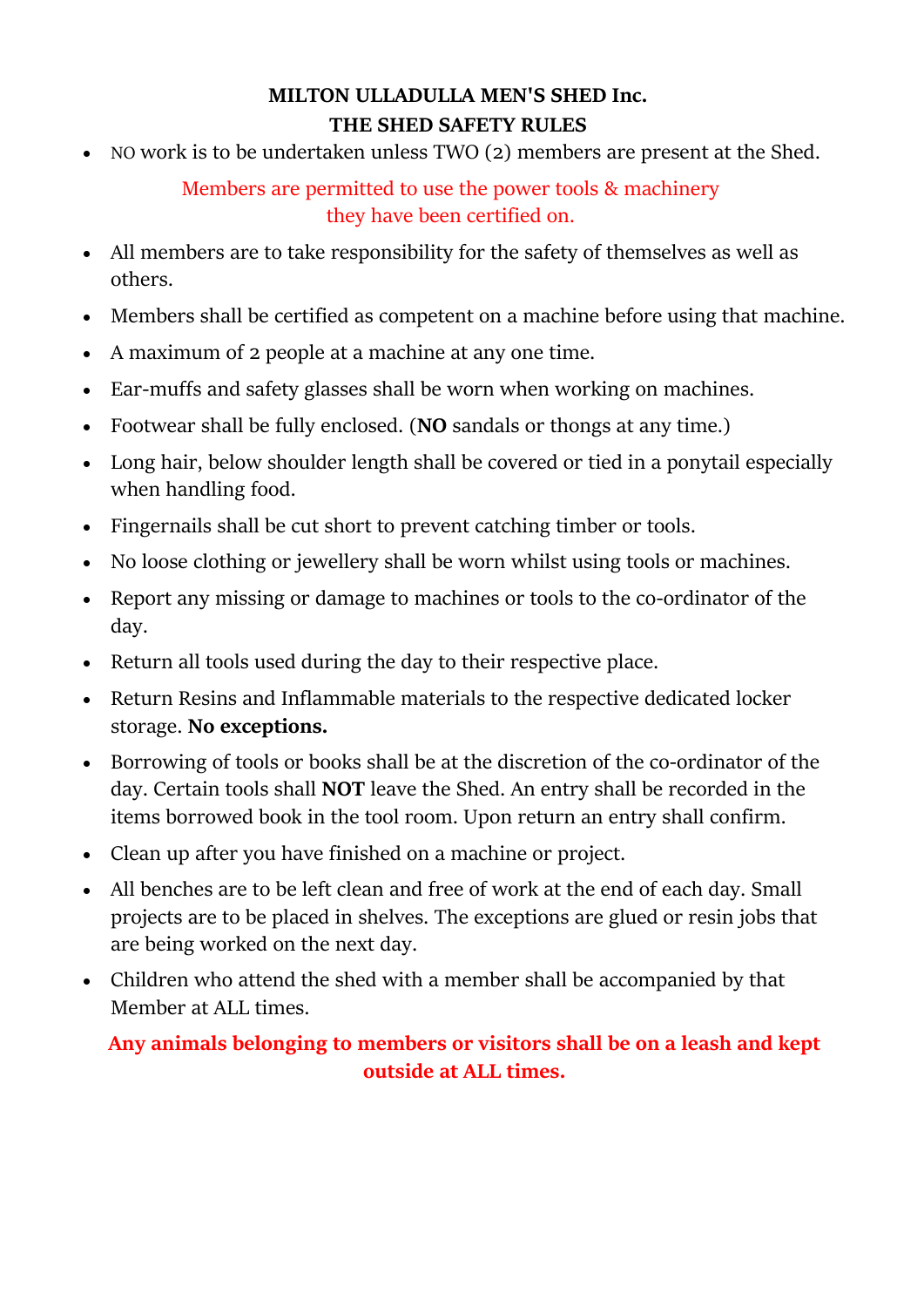# MILTON ULLADULLA MEN'S SHED Inc.
## THE SHED SAFETY RULES

- NO work is to be undertaken unless TWO (2) members are present at the Shed.

Members are permitted to use the power tools & machinery they have been certified on.

- All members are to take responsibility for the safety of themselves as well as others.
- Members shall be certified as competent on a machine before using that machine.
- A maximum of 2 people at a machine at any one time.
- Ear-muffs and safety glasses shall be worn when working on machines.
- Footwear shall be fully enclosed. (**NO** sandals or thongs at any time.)
- Long hair, below shoulder length shall be covered or tied in a ponytail especially when handling food.
- Fingernails shall be cut short to prevent catching timber or tools.
- No loose clothing or jewellery shall be worn whilst using tools or machines.
- Report any missing or damage to machines or tools to the co-ordinator of the day.
- Return all tools used during the day to their respective place.
- Return Resins and Inflammable materials to the respective dedicated locker storage. **No exceptions.**
- Borrowing of tools or books shall be at the discretion of the co-ordinator of the day. Certain tools shall **NOT** leave the Shed. An entry shall be recorded in the items borrowed book in the tool room. Upon return an entry shall confirm.
- Clean up after you have finished on a machine or project.
- All benches are to be left clean and free of work at the end of each day. Small projects are to be placed in shelves. The exceptions are glued or resin jobs that are being worked on the next day.
- Children who attend the shed with a member shall be accompanied by that Member at ALL times.

**Any animals belonging to members or visitors shall be on a leash and kept outside at ALL times.**